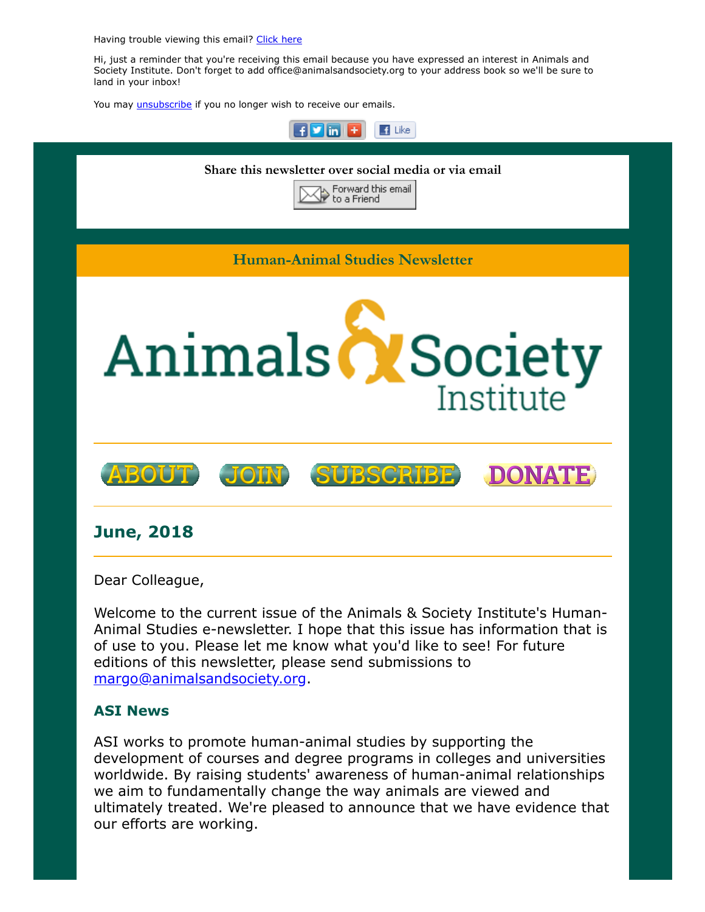Having trouble viewing this email? Click here

Hi, just a reminder that you're receiving this email because you have expressed an interest in Animals and Society Institute. Don't forget to add office@animalsandsociety.org to your address book so we'll be sure to land in your inbox!

You may unsubscribe if you no longer wish to receive our emails.

Share this newsletter over social media or via email

Forward this email to a Friend

**Human-Animal Studies Newsletter**

# Animals & Society Institute

ABOUT JOIN SUBSCRIBE DONATE

## June, 2018

Dear Colleague,

Welcome to the current issue of the Animals & Society Institute's Human-Animal Studies e-newsletter. I hope that this issue has information that is of use to you. Please let me know what you'd like to see! For future editions of this newsletter, please send submissions to margo@animalsandsociety.org.

### ASI News

ASI works to promote human-animal studies by supporting the development of courses and degree programs in colleges and universities worldwide. By raising students' awareness of human-animal relationships we aim to fundamentally change the way animals are viewed and ultimately treated. We're pleased to announce that we have evidence that our efforts are working.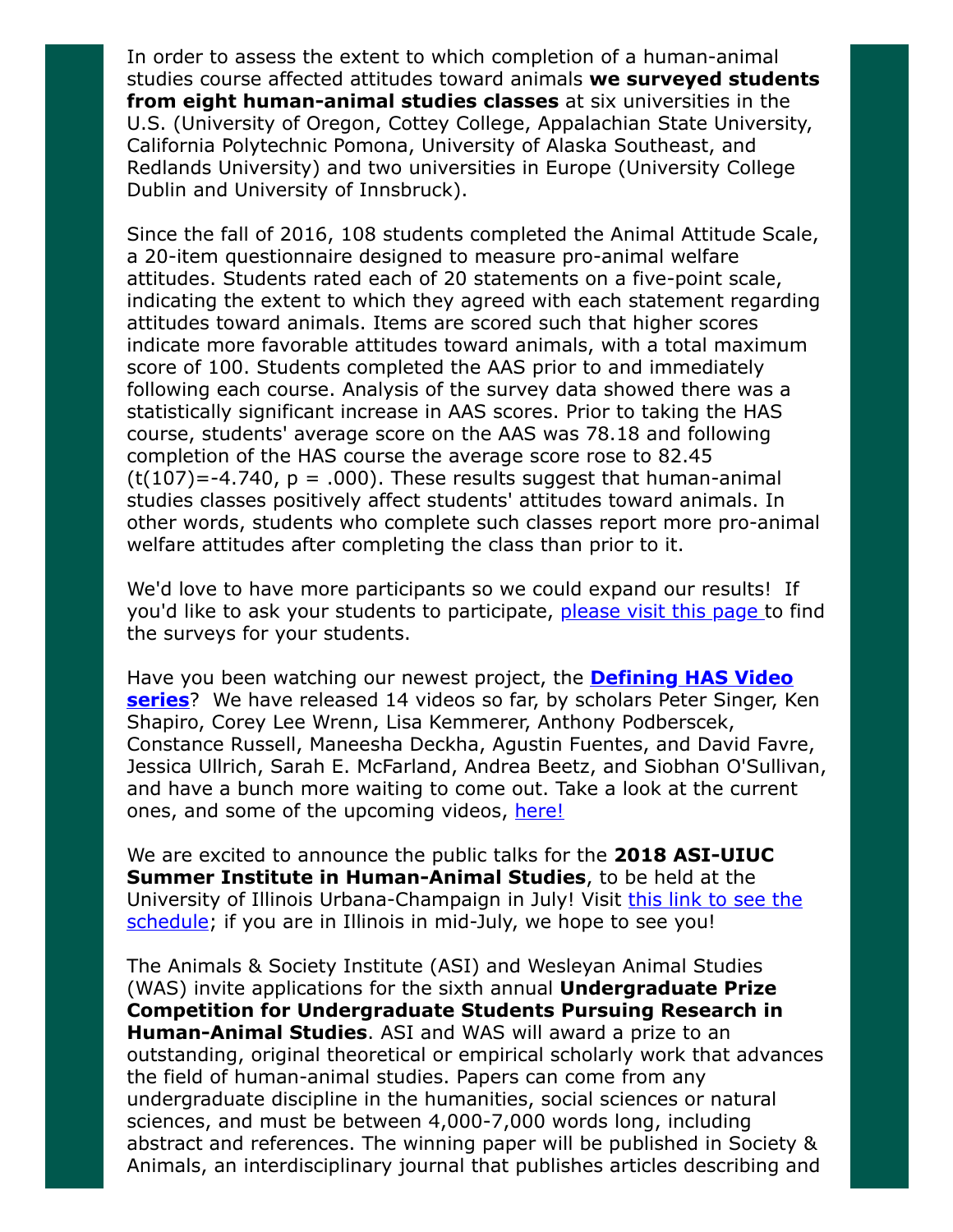In order to assess the extent to which completion of a human-animal studies course affected attitudes toward animals **we surveyed students from eight human-animal studies classes** at six universities in the U.S. (University of Oregon, Cottey College, Appalachian State University, California Polytechnic Pomona, University of Alaska Southeast, and Redlands University) and two universities in Europe (University College Dublin and University of Innsbruck).

Since the fall of 2016, 108 students completed the Animal Attitude Scale, a 20-item questionnaire designed to measure pro-animal welfare attitudes. Students rated each of 20 statements on a five-point scale, indicating the extent to which they agreed with each statement regarding attitudes toward animals. Items are scored such that higher scores indicate more favorable attitudes toward animals, with a total maximum score of 100. Students completed the AAS prior to and immediately following each course. Analysis of the survey data showed there was a statistically significant increase in AAS scores. Prior to taking the HAS course, students' average score on the AAS was 78.18 and following completion of the HAS course the average score rose to 82.45 ($t(107)=-4.740$, $p = .000$). These results suggest that human-animal studies classes positively affect students' attitudes toward animals. In other words, students who complete such classes report more pro-animal welfare attitudes after completing the class than prior to it.

We'd love to have more participants so we could expand our results! If you'd like to ask your students to participate, [please visit this page](#) to find the surveys for your students.

Have you been watching our newest project, the **[Defining HAS Video series](#)**? We have released 14 videos so far, by scholars Peter Singer, Ken Shapiro, Corey Lee Wrenn, Lisa Kemmerer, Anthony Podberscek, Constance Russell, Maneesha Deckha, Agustin Fuentes, and David Favre, Jessica Ullrich, Sarah E. McFarland, Andrea Beetz, and Siobhan O'Sullivan, and have a bunch more waiting to come out. Take a look at the current ones, and some of the upcoming videos, [here!](#)

We are excited to announce the public talks for the **2018 ASI-UIUC Summer Institute in Human-Animal Studies**, to be held at the University of Illinois Urbana-Champaign in July! Visit [this link to see the schedule](#); if you are in Illinois in mid-July, we hope to see you!

The Animals & Society Institute (ASI) and Wesleyan Animal Studies (WAS) invite applications for the sixth annual **Undergraduate Prize Competition for Undergraduate Students Pursuing Research in Human-Animal Studies**. ASI and WAS will award a prize to an outstanding, original theoretical or empirical scholarly work that advances the field of human-animal studies. Papers can come from any undergraduate discipline in the humanities, social sciences or natural sciences, and must be between 4,000-7,000 words long, including abstract and references. The winning paper will be published in Society & Animals, an interdisciplinary journal that publishes articles describing and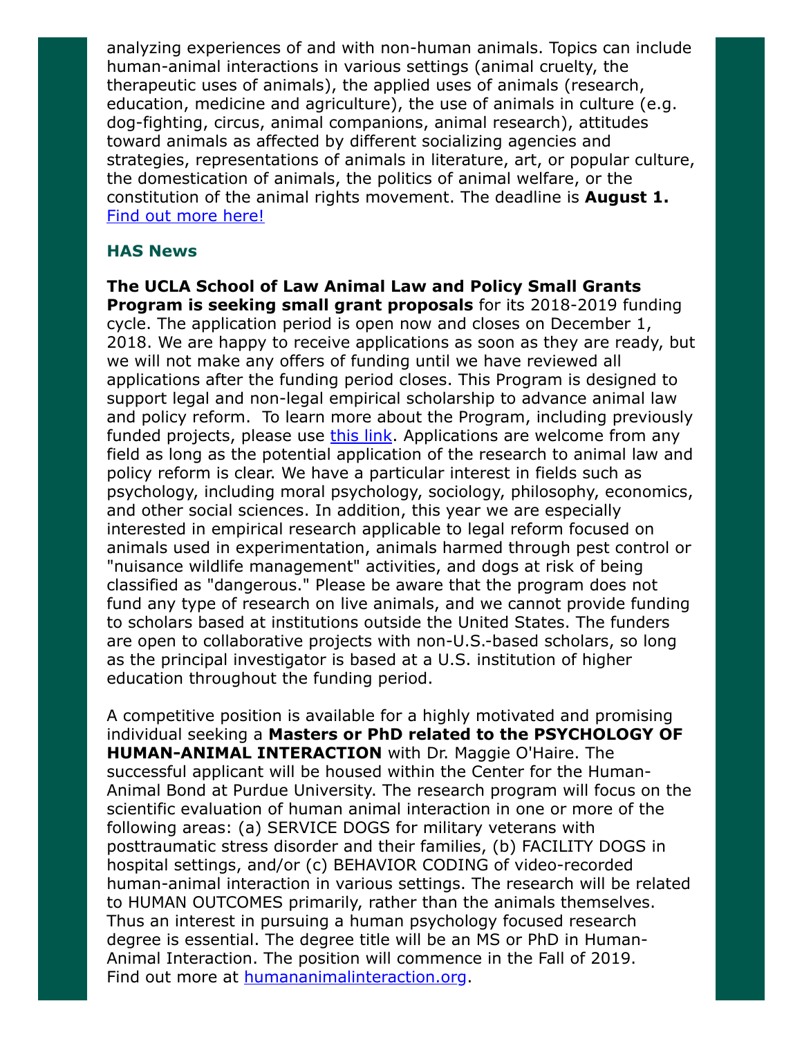analyzing experiences of and with non-human animals. Topics can include human-animal interactions in various settings (animal cruelty, the therapeutic uses of animals), the applied uses of animals (research, education, medicine and agriculture), the use of animals in culture (e.g. dog-fighting, circus, animal companions, animal research), attitudes toward animals as affected by different socializing agencies and strategies, representations of animals in literature, art, or popular culture, the domestication of animals, the politics of animal welfare, or the constitution of the animal rights movement. The deadline is **August 1.** [Find out more here!]()

### HAS News

**The UCLA School of Law Animal Law and Policy Small Grants Program is seeking small grant proposals** for its 2018-2019 funding cycle. The application period is open now and closes on December 1, 2018. We are happy to receive applications as soon as they are ready, but we will not make any offers of funding until we have reviewed all applications after the funding period closes. This Program is designed to support legal and non-legal empirical scholarship to advance animal law and policy reform. To learn more about the Program, including previously funded projects, please use [this link](). Applications are welcome from any field as long as the potential application of the research to animal law and policy reform is clear. We have a particular interest in fields such as psychology, including moral psychology, sociology, philosophy, economics, and other social sciences. In addition, this year we are especially interested in empirical research applicable to legal reform focused on animals used in experimentation, animals harmed through pest control or "nuisance wildlife management" activities, and dogs at risk of being classified as "dangerous." Please be aware that the program does not fund any type of research on live animals, and we cannot provide funding to scholars based at institutions outside the United States. The funders are open to collaborative projects with non-U.S.-based scholars, so long as the principal investigator is based at a U.S. institution of higher education throughout the funding period.

A competitive position is available for a highly motivated and promising individual seeking a **Masters or PhD related to the PSYCHOLOGY OF HUMAN-ANIMAL INTERACTION** with Dr. Maggie O'Haire. The successful applicant will be housed within the Center for the Human-Animal Bond at Purdue University. The research program will focus on the scientific evaluation of human animal interaction in one or more of the following areas: (a) SERVICE DOGS for military veterans with posttraumatic stress disorder and their families, (b) FACILITY DOGS in hospital settings, and/or (c) BEHAVIOR CODING of video-recorded human-animal interaction in various settings. The research will be related to HUMAN OUTCOMES primarily, rather than the animals themselves. Thus an interest in pursuing a human psychology focused research degree is essential. The degree title will be an MS or PhD in Human-Animal Interaction. The position will commence in the Fall of 2019. Find out more at [humananimalinteraction.org]().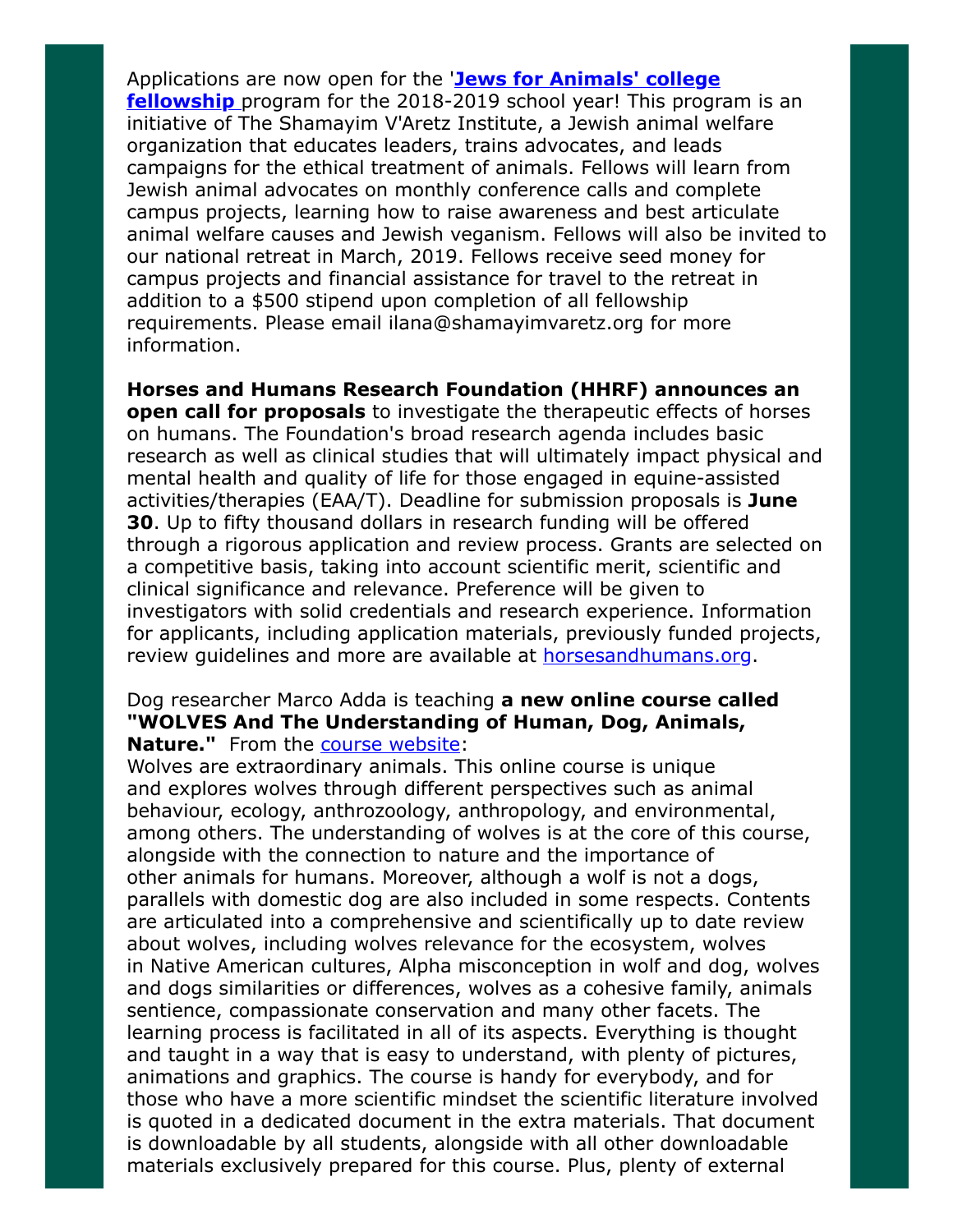Applications are now open for the '**Jews for Animals' college fellowship** program for the 2018-2019 school year! This program is an initiative of The Shamayim V'Aretz Institute, a Jewish animal welfare organization that educates leaders, trains advocates, and leads campaigns for the ethical treatment of animals. Fellows will learn from Jewish animal advocates on monthly conference calls and complete campus projects, learning how to raise awareness and best articulate animal welfare causes and Jewish veganism. Fellows will also be invited to our national retreat in March, 2019. Fellows receive seed money for campus projects and financial assistance for travel to the retreat in addition to a $500 stipend upon completion of all fellowship requirements. Please email ilana@shamayimvaretz.org for more information.

**Horses and Humans Research Foundation (HHRF) announces an open call for proposals** to investigate the therapeutic effects of horses on humans. The Foundation's broad research agenda includes basic research as well as clinical studies that will ultimately impact physical and mental health and quality of life for those engaged in equine-assisted activities/therapies (EAA/T). Deadline for submission proposals is **June 30**. Up to fifty thousand dollars in research funding will be offered through a rigorous application and review process. Grants are selected on a competitive basis, taking into account scientific merit, scientific and clinical significance and relevance. Preference will be given to investigators with solid credentials and research experience. Information for applicants, including application materials, previously funded projects, review guidelines and more are available at horsesandhumans.org.

Dog researcher Marco Adda is teaching **a new online course called "WOLVES And The Understanding of Human, Dog, Animals, Nature."** From the course website:

Wolves are extraordinary animals. This online course is unique and explores wolves through different perspectives such as animal behaviour, ecology, anthrozoology, anthropology, and environmental, among others. The understanding of wolves is at the core of this course, alongside with the connection to nature and the importance of other animals for humans. Moreover, although a wolf is not a dogs, parallels with domestic dog are also included in some respects. Contents are articulated into a comprehensive and scientifically up to date review about wolves, including wolves relevance for the ecosystem, wolves in Native American cultures, Alpha misconception in wolf and dog, wolves and dogs similarities or differences, wolves as a cohesive family, animals sentience, compassionate conservation and many other facets. The learning process is facilitated in all of its aspects. Everything is thought and taught in a way that is easy to understand, with plenty of pictures, animations and graphics. The course is handy for everybody, and for those who have a more scientific mindset the scientific literature involved is quoted in a dedicated document in the extra materials. That document is downloadable by all students, alongside with all other downloadable materials exclusively prepared for this course. Plus, plenty of external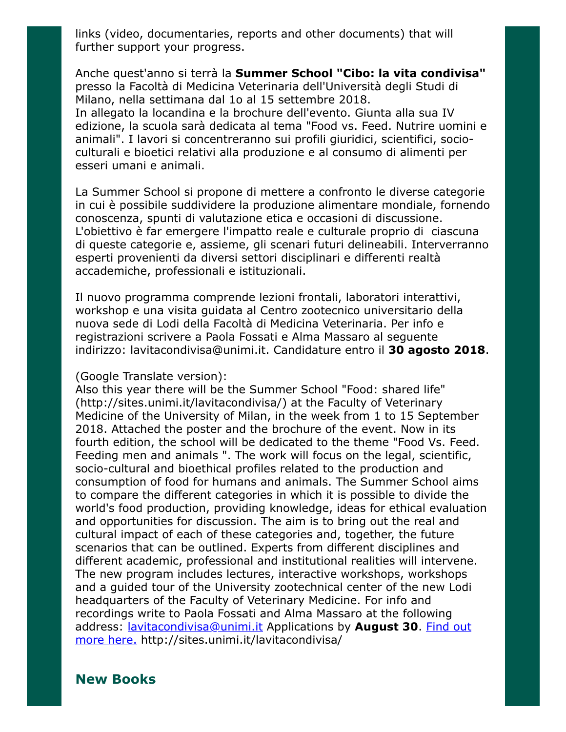links (video, documentaries, reports and other documents) that will further support your progress.

Anche quest'anno si terrà la **Summer School "Cibo: la vita condivisa"** presso la Facoltà di Medicina Veterinaria dell'Università degli Studi di Milano, nella settimana dal 1o al 15 settembre 2018.
In allegato la locandina e la brochure dell'evento. Giunta alla sua IV edizione, la scuola sarà dedicata al tema "Food vs. Feed. Nutrire uomini e animali". I lavori si concentreranno sui profili giuridici, scientifici, socio-culturali e bioetici relativi alla produzione e al consumo di alimenti per esseri umani e animali.

La Summer School si propone di mettere a confronto le diverse categorie in cui è possibile suddividere la produzione alimentare mondiale, fornendo conoscenza, spunti di valutazione etica e occasioni di discussione. L'obiettivo è far emergere l'impatto reale e culturale proprio di ciascuna di queste categorie e, assieme, gli scenari futuri delineabili. Interverranno esperti provenienti da diversi settori disciplinari e differenti realtà accademiche, professionali e istituzionali.

Il nuovo programma comprende lezioni frontali, laboratori interattivi, workshop e una visita guidata al Centro zootecnico universitario della nuova sede di Lodi della Facoltà di Medicina Veterinaria. Per info e registrazioni scrivere a Paola Fossati e Alma Massaro al seguente indirizzo: lavitacondivisa@unimi.it. Candidature entro il **30 agosto 2018**.

(Google Translate version):
Also this year there will be the Summer School "Food: shared life" (http://sites.unimi.it/lavitacondivisa/) at the Faculty of Veterinary Medicine of the University of Milan, in the week from 1 to 15 September 2018. Attached the poster and the brochure of the event. Now in its fourth edition, the school will be dedicated to the theme "Food Vs. Feed. Feeding men and animals ". The work will focus on the legal, scientific, socio-cultural and bioethical profiles related to the production and consumption of food for humans and animals. The Summer School aims to compare the different categories in which it is possible to divide the world's food production, providing knowledge, ideas for ethical evaluation and opportunities for discussion. The aim is to bring out the real and cultural impact of each of these categories and, together, the future scenarios that can be outlined. Experts from different disciplines and different academic, professional and institutional realities will intervene. The new program includes lectures, interactive workshops, workshops and a guided tour of the University zootechnical center of the new Lodi headquarters of the Faculty of Veterinary Medicine. For info and recordings write to Paola Fossati and Alma Massaro at the following address: lavitacondivisa@unimi.it Applications by **August 30**. Find out more here. http://sites.unimi.it/lavitacondivisa/

## New Books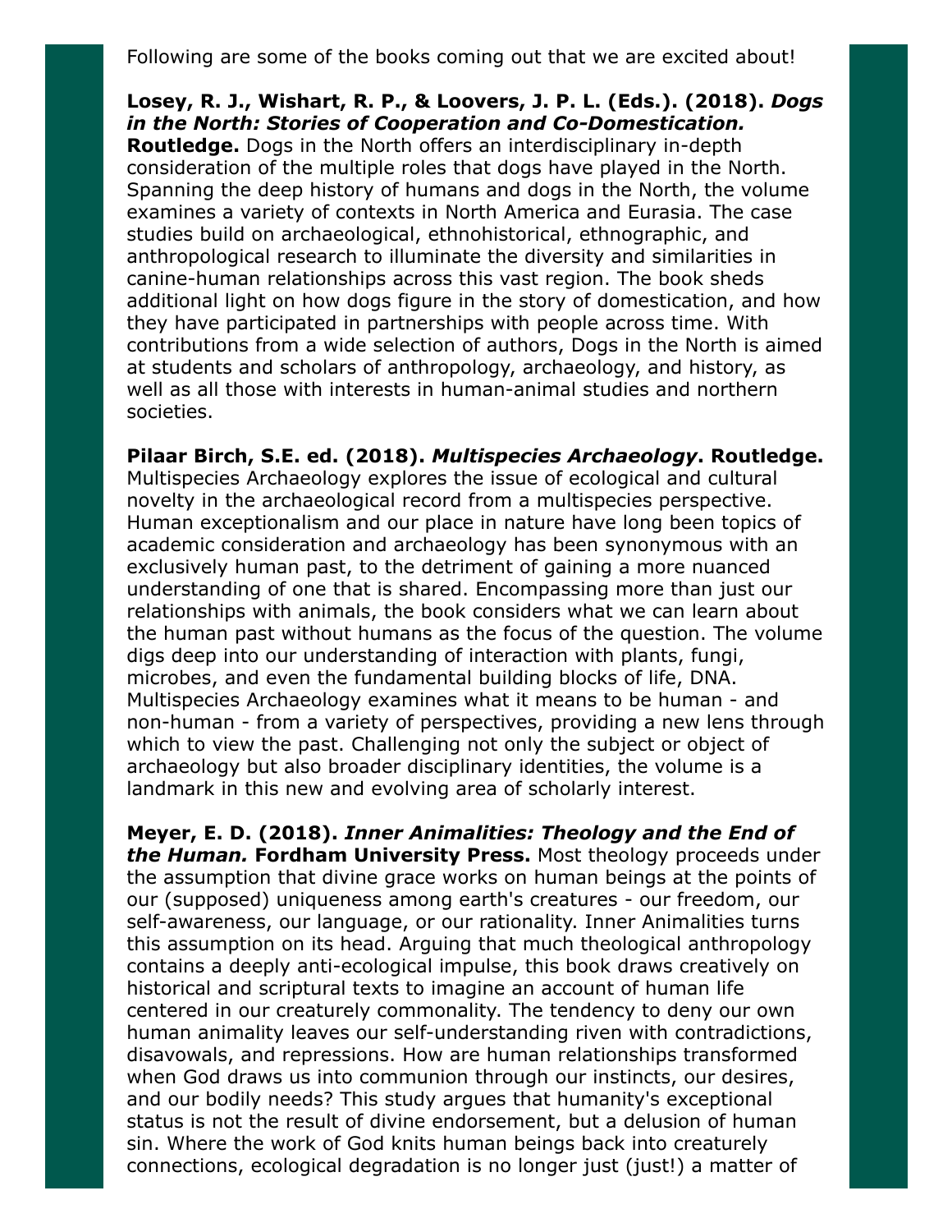Following are some of the books coming out that we are excited about!

**Losey, R. J., Wishart, R. P., & Loovers, J. P. L. (Eds.). (2018). *Dogs in the North: Stories of Cooperation and Co-Domestication.* Routledge.** Dogs in the North offers an interdisciplinary in-depth consideration of the multiple roles that dogs have played in the North. Spanning the deep history of humans and dogs in the North, the volume examines a variety of contexts in North America and Eurasia. The case studies build on archaeological, ethnohistorical, ethnographic, and anthropological research to illuminate the diversity and similarities in canine-human relationships across this vast region. The book sheds additional light on how dogs figure in the story of domestication, and how they have participated in partnerships with people across time. With contributions from a wide selection of authors, Dogs in the North is aimed at students and scholars of anthropology, archaeology, and history, as well as all those with interests in human-animal studies and northern societies.

**Pilaar Birch, S.E. ed. (2018). *Multispecies Archaeology*. Routledge.** Multispecies Archaeology explores the issue of ecological and cultural novelty in the archaeological record from a multispecies perspective. Human exceptionalism and our place in nature have long been topics of academic consideration and archaeology has been synonymous with an exclusively human past, to the detriment of gaining a more nuanced understanding of one that is shared. Encompassing more than just our relationships with animals, the book considers what we can learn about the human past without humans as the focus of the question. The volume digs deep into our understanding of interaction with plants, fungi, microbes, and even the fundamental building blocks of life, DNA. Multispecies Archaeology examines what it means to be human - and non-human - from a variety of perspectives, providing a new lens through which to view the past. Challenging not only the subject or object of archaeology but also broader disciplinary identities, the volume is a landmark in this new and evolving area of scholarly interest.

**Meyer, E. D. (2018). *Inner Animalities: Theology and the End of the Human.* Fordham University Press.** Most theology proceeds under the assumption that divine grace works on human beings at the points of our (supposed) uniqueness among earth's creatures - our freedom, our self-awareness, our language, or our rationality. Inner Animalities turns this assumption on its head. Arguing that much theological anthropology contains a deeply anti-ecological impulse, this book draws creatively on historical and scriptural texts to imagine an account of human life centered in our creaturely commonality. The tendency to deny our own human animality leaves our self-understanding riven with contradictions, disavowals, and repressions. How are human relationships transformed when God draws us into communion through our instincts, our desires, and our bodily needs? This study argues that humanity's exceptional status is not the result of divine endorsement, but a delusion of human sin. Where the work of God knits human beings back into creaturely connections, ecological degradation is no longer just (just!) a matter of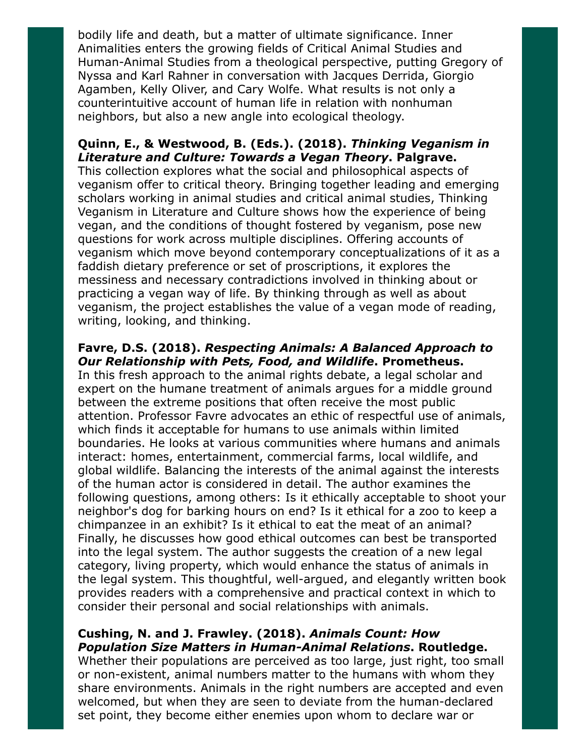bodily life and death, but a matter of ultimate significance. Inner Animalities enters the growing fields of Critical Animal Studies and Human-Animal Studies from a theological perspective, putting Gregory of Nyssa and Karl Rahner in conversation with Jacques Derrida, Giorgio Agamben, Kelly Oliver, and Cary Wolfe. What results is not only a counterintuitive account of human life in relation with nonhuman neighbors, but also a new angle into ecological theology.

**Quinn, E., & Westwood, B. (Eds.). (2018). *Thinking Veganism in Literature and Culture: Towards a Vegan Theory*. Palgrave.**
This collection explores what the social and philosophical aspects of veganism offer to critical theory. Bringing together leading and emerging scholars working in animal studies and critical animal studies, Thinking Veganism in Literature and Culture shows how the experience of being vegan, and the conditions of thought fostered by veganism, pose new questions for work across multiple disciplines. Offering accounts of veganism which move beyond contemporary conceptualizations of it as a faddish dietary preference or set of proscriptions, it explores the messiness and necessary contradictions involved in thinking about or practicing a vegan way of life. By thinking through as well as about veganism, the project establishes the value of a vegan mode of reading, writing, looking, and thinking.

**Favre, D.S. (2018). *Respecting Animals: A Balanced Approach to Our Relationship with Pets, Food, and Wildlife*. Prometheus.**
In this fresh approach to the animal rights debate, a legal scholar and expert on the humane treatment of animals argues for a middle ground between the extreme positions that often receive the most public attention. Professor Favre advocates an ethic of respectful use of animals, which finds it acceptable for humans to use animals within limited boundaries. He looks at various communities where humans and animals interact: homes, entertainment, commercial farms, local wildlife, and global wildlife. Balancing the interests of the animal against the interests of the human actor is considered in detail. The author examines the following questions, among others: Is it ethically acceptable to shoot your neighbor's dog for barking hours on end? Is it ethical for a zoo to keep a chimpanzee in an exhibit? Is it ethical to eat the meat of an animal? Finally, he discusses how good ethical outcomes can best be transported into the legal system. The author suggests the creation of a new legal category, living property, which would enhance the status of animals in the legal system. This thoughtful, well-argued, and elegantly written book provides readers with a comprehensive and practical context in which to consider their personal and social relationships with animals.

**Cushing, N. and J. Frawley. (2018). *Animals Count: How Population Size Matters in Human-Animal Relations*. Routledge.**
Whether their populations are perceived as too large, just right, too small or non-existent, animal numbers matter to the humans with whom they share environments. Animals in the right numbers are accepted and even welcomed, but when they are seen to deviate from the human-declared set point, they become either enemies upon whom to declare war or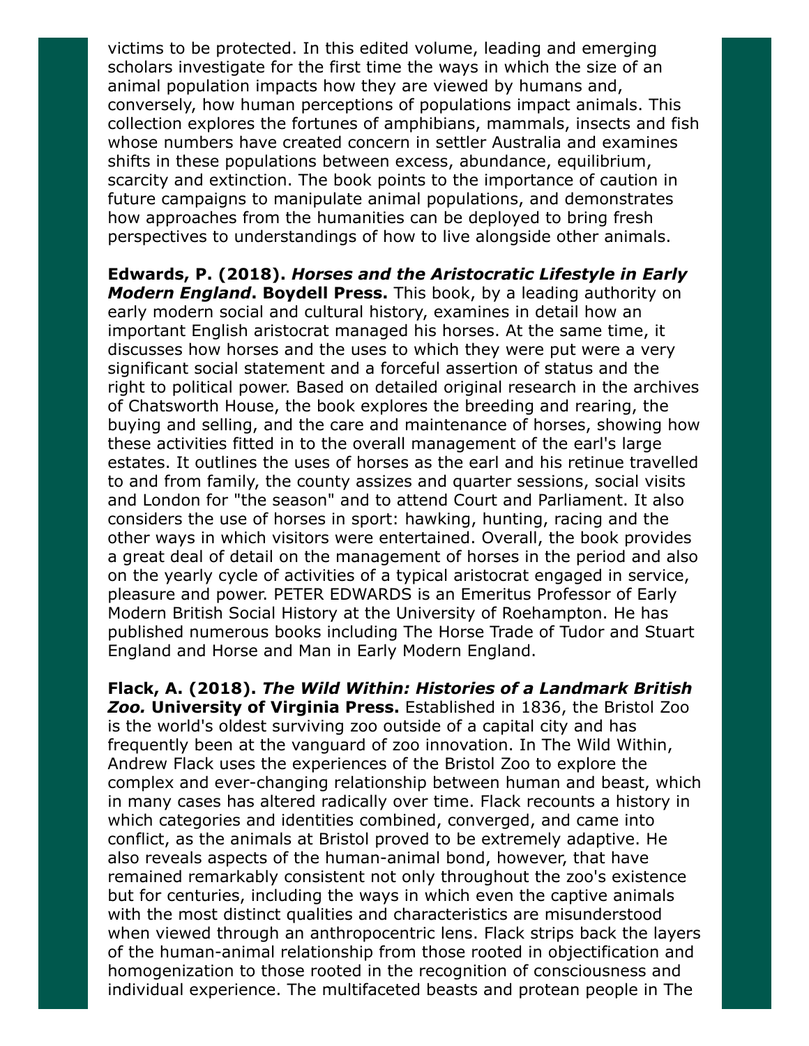victims to be protected. In this edited volume, leading and emerging scholars investigate for the first time the ways in which the size of an animal population impacts how they are viewed by humans and, conversely, how human perceptions of populations impact animals. This collection explores the fortunes of amphibians, mammals, insects and fish whose numbers have created concern in settler Australia and examines shifts in these populations between excess, abundance, equilibrium, scarcity and extinction. The book points to the importance of caution in future campaigns to manipulate animal populations, and demonstrates how approaches from the humanities can be deployed to bring fresh perspectives to understandings of how to live alongside other animals.

**Edwards, P. (2018). *Horses and the Aristocratic Lifestyle in Early Modern England*. Boydell Press.** This book, by a leading authority on early modern social and cultural history, examines in detail how an important English aristocrat managed his horses. At the same time, it discusses how horses and the uses to which they were put were a very significant social statement and a forceful assertion of status and the right to political power. Based on detailed original research in the archives of Chatsworth House, the book explores the breeding and rearing, the buying and selling, and the care and maintenance of horses, showing how these activities fitted in to the overall management of the earl's large estates. It outlines the uses of horses as the earl and his retinue travelled to and from family, the county assizes and quarter sessions, social visits and London for "the season" and to attend Court and Parliament. It also considers the use of horses in sport: hawking, hunting, racing and the other ways in which visitors were entertained. Overall, the book provides a great deal of detail on the management of horses in the period and also on the yearly cycle of activities of a typical aristocrat engaged in service, pleasure and power. PETER EDWARDS is an Emeritus Professor of Early Modern British Social History at the University of Roehampton. He has published numerous books including The Horse Trade of Tudor and Stuart England and Horse and Man in Early Modern England.

**Flack, A. (2018). *The Wild Within: Histories of a Landmark British Zoo.* University of Virginia Press.** Established in 1836, the Bristol Zoo is the world's oldest surviving zoo outside of a capital city and has frequently been at the vanguard of zoo innovation. In The Wild Within, Andrew Flack uses the experiences of the Bristol Zoo to explore the complex and ever-changing relationship between human and beast, which in many cases has altered radically over time. Flack recounts a history in which categories and identities combined, converged, and came into conflict, as the animals at Bristol proved to be extremely adaptive. He also reveals aspects of the human-animal bond, however, that have remained remarkably consistent not only throughout the zoo's existence but for centuries, including the ways in which even the captive animals with the most distinct qualities and characteristics are misunderstood when viewed through an anthropocentric lens. Flack strips back the layers of the human-animal relationship from those rooted in objectification and homogenization to those rooted in the recognition of consciousness and individual experience. The multifaceted beasts and protean people in The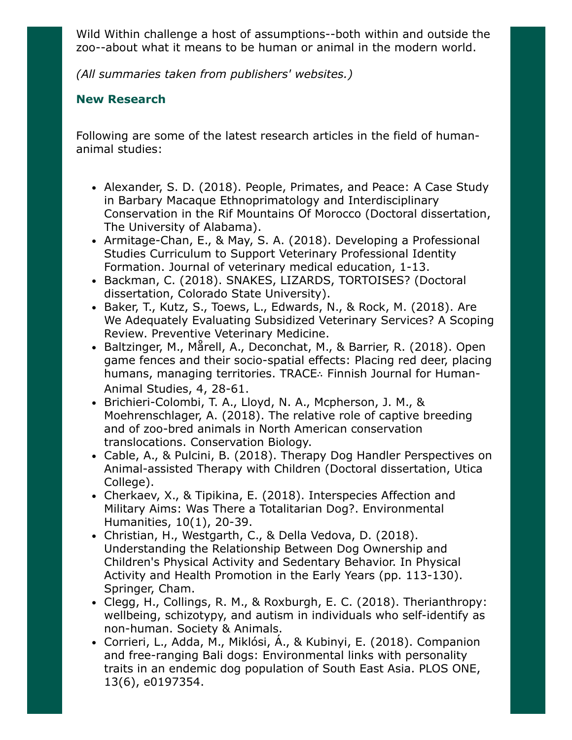Wild Within challenge a host of assumptions--both within and outside the zoo--about what it means to be human or animal in the modern world.

*(All summaries taken from publishers' websites.)*

### New Research

Following are some of the latest research articles in the field of human-animal studies:

- Alexander, S. D. (2018). People, Primates, and Peace: A Case Study in Barbary Macaque Ethnoprimatology and Interdisciplinary Conservation in the Rif Mountains Of Morocco (Doctoral dissertation, The University of Alabama).
- Armitage-Chan, E., & May, S. A. (2018). Developing a Professional Studies Curriculum to Support Veterinary Professional Identity Formation. Journal of veterinary medical education, 1-13.
- Backman, C. (2018). SNAKES, LIZARDS, TORTOISES? (Doctoral dissertation, Colorado State University).
- Baker, T., Kutz, S., Toews, L., Edwards, N., & Rock, M. (2018). Are We Adequately Evaluating Subsidized Veterinary Services? A Scoping Review. Preventive Veterinary Medicine.
- Baltzinger, M., Mårell, A., Deconchat, M., & Barrier, R. (2018). Open game fences and their socio-spatial effects: Placing red deer, placing humans, managing territories. TRACE∴ Finnish Journal for Human-Animal Studies, 4, 28-61.
- Brichieri-Colombi, T. A., Lloyd, N. A., Mcpherson, J. M., & Moehrenschlager, A. (2018). The relative role of captive breeding and of zoo-bred animals in North American conservation translocations. Conservation Biology.
- Cable, A., & Pulcini, B. (2018). Therapy Dog Handler Perspectives on Animal-assisted Therapy with Children (Doctoral dissertation, Utica College).
- Cherkaev, X., & Tipikina, E. (2018). Interspecies Affection and Military Aims: Was There a Totalitarian Dog?. Environmental Humanities, 10(1), 20-39.
- Christian, H., Westgarth, C., & Della Vedova, D. (2018). Understanding the Relationship Between Dog Ownership and Children's Physical Activity and Sedentary Behavior. In Physical Activity and Health Promotion in the Early Years (pp. 113-130). Springer, Cham.
- Clegg, H., Collings, R. M., & Roxburgh, E. C. (2018). Therianthropy: wellbeing, schizotypy, and autism in individuals who self-identify as non-human. Society & Animals.
- Corrieri, L., Adda, M., Miklósi, Á., & Kubinyi, E. (2018). Companion and free-ranging Bali dogs: Environmental links with personality traits in an endemic dog population of South East Asia. PLOS ONE, 13(6), e0197354.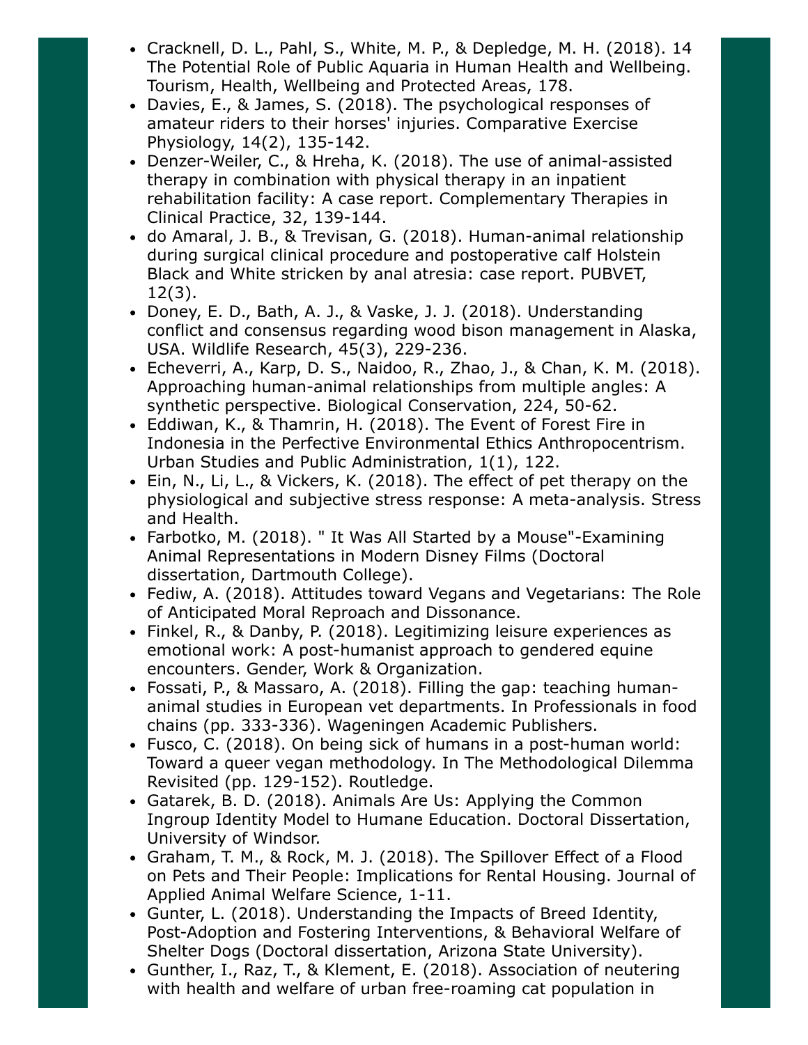- Cracknell, D. L., Pahl, S., White, M. P., & Depledge, M. H. (2018). 14 The Potential Role of Public Aquaria in Human Health and Wellbeing. Tourism, Health, Wellbeing and Protected Areas, 178.
- Davies, E., & James, S. (2018). The psychological responses of amateur riders to their horses' injuries. Comparative Exercise Physiology, 14(2), 135-142.
- Denzer-Weiler, C., & Hreha, K. (2018). The use of animal-assisted therapy in combination with physical therapy in an inpatient rehabilitation facility: A case report. Complementary Therapies in Clinical Practice, 32, 139-144.
- do Amaral, J. B., & Trevisan, G. (2018). Human-animal relationship during surgical clinical procedure and postoperative calf Holstein Black and White stricken by anal atresia: case report. PUBVET, 12(3).
- Doney, E. D., Bath, A. J., & Vaske, J. J. (2018). Understanding conflict and consensus regarding wood bison management in Alaska, USA. Wildlife Research, 45(3), 229-236.
- Echeverri, A., Karp, D. S., Naidoo, R., Zhao, J., & Chan, K. M. (2018). Approaching human-animal relationships from multiple angles: A synthetic perspective. Biological Conservation, 224, 50-62.
- Eddiwan, K., & Thamrin, H. (2018). The Event of Forest Fire in Indonesia in the Perfective Environmental Ethics Anthropocentrism. Urban Studies and Public Administration, 1(1), 122.
- Ein, N., Li, L., & Vickers, K. (2018). The effect of pet therapy on the physiological and subjective stress response: A meta-analysis. Stress and Health.
- Farbotko, M. (2018). " It Was All Started by a Mouse"-Examining Animal Representations in Modern Disney Films (Doctoral dissertation, Dartmouth College).
- Fediw, A. (2018). Attitudes toward Vegans and Vegetarians: The Role of Anticipated Moral Reproach and Dissonance.
- Finkel, R., & Danby, P. (2018). Legitimizing leisure experiences as emotional work: A post-humanist approach to gendered equine encounters. Gender, Work & Organization.
- Fossati, P., & Massaro, A. (2018). Filling the gap: teaching human-animal studies in European vet departments. In Professionals in food chains (pp. 333-336). Wageningen Academic Publishers.
- Fusco, C. (2018). On being sick of humans in a post-human world: Toward a queer vegan methodology. In The Methodological Dilemma Revisited (pp. 129-152). Routledge.
- Gatarek, B. D. (2018). Animals Are Us: Applying the Common Ingroup Identity Model to Humane Education. Doctoral Dissertation, University of Windsor.
- Graham, T. M., & Rock, M. J. (2018). The Spillover Effect of a Flood on Pets and Their People: Implications for Rental Housing. Journal of Applied Animal Welfare Science, 1-11.
- Gunter, L. (2018). Understanding the Impacts of Breed Identity, Post-Adoption and Fostering Interventions, & Behavioral Welfare of Shelter Dogs (Doctoral dissertation, Arizona State University).
- Gunther, I., Raz, T., & Klement, E. (2018). Association of neutering with health and welfare of urban free-roaming cat population in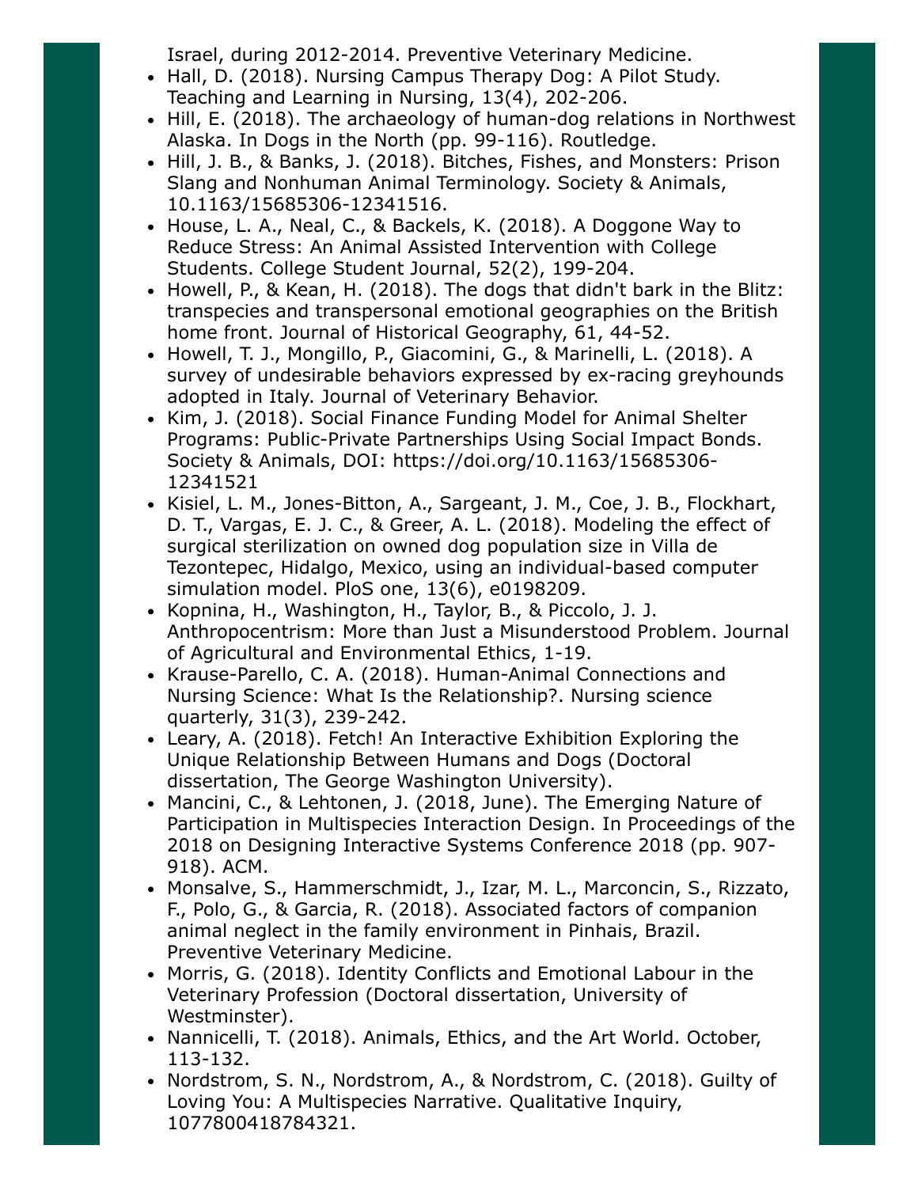Israel, during 2012-2014. Preventive Veterinary Medicine.

- Hall, D. (2018). Nursing Campus Therapy Dog: A Pilot Study. Teaching and Learning in Nursing, 13(4), 202-206.
- Hill, E. (2018). The archaeology of human-dog relations in Northwest Alaska. In Dogs in the North (pp. 99-116). Routledge.
- Hill, J. B., & Banks, J. (2018). Bitches, Fishes, and Monsters: Prison Slang and Nonhuman Animal Terminology. Society & Animals, 10.1163/15685306-12341516.
- House, L. A., Neal, C., & Backels, K. (2018). A Doggone Way to Reduce Stress: An Animal Assisted Intervention with College Students. College Student Journal, 52(2), 199-204.
- Howell, P., & Kean, H. (2018). The dogs that didn't bark in the Blitz: transpecies and transpersonal emotional geographies on the British home front. Journal of Historical Geography, 61, 44-52.
- Howell, T. J., Mongillo, P., Giacomini, G., & Marinelli, L. (2018). A survey of undesirable behaviors expressed by ex-racing greyhounds adopted in Italy. Journal of Veterinary Behavior.
- Kim, J. (2018). Social Finance Funding Model for Animal Shelter Programs: Public-Private Partnerships Using Social Impact Bonds. Society & Animals, DOI: https://doi.org/10.1163/15685306-12341521
- Kisiel, L. M., Jones-Bitton, A., Sargeant, J. M., Coe, J. B., Flockhart, D. T., Vargas, E. J. C., & Greer, A. L. (2018). Modeling the effect of surgical sterilization on owned dog population size in Villa de Tezontepec, Hidalgo, Mexico, using an individual-based computer simulation model. PloS one, 13(6), e0198209.
- Kopnina, H., Washington, H., Taylor, B., & Piccolo, J. J. Anthropocentrism: More than Just a Misunderstood Problem. Journal of Agricultural and Environmental Ethics, 1-19.
- Krause-Parello, C. A. (2018). Human-Animal Connections and Nursing Science: What Is the Relationship?. Nursing science quarterly, 31(3), 239-242.
- Leary, A. (2018). Fetch! An Interactive Exhibition Exploring the Unique Relationship Between Humans and Dogs (Doctoral dissertation, The George Washington University).
- Mancini, C., & Lehtonen, J. (2018, June). The Emerging Nature of Participation in Multispecies Interaction Design. In Proceedings of the 2018 on Designing Interactive Systems Conference 2018 (pp. 907-918). ACM.
- Monsalve, S., Hammerschmidt, J., Izar, M. L., Marconcin, S., Rizzato, F., Polo, G., & Garcia, R. (2018). Associated factors of companion animal neglect in the family environment in Pinhais, Brazil. Preventive Veterinary Medicine.
- Morris, G. (2018). Identity Conflicts and Emotional Labour in the Veterinary Profession (Doctoral dissertation, University of Westminster).
- Nannicelli, T. (2018). Animals, Ethics, and the Art World. October, 113-132.
- Nordstrom, S. N., Nordstrom, A., & Nordstrom, C. (2018). Guilty of Loving You: A Multispecies Narrative. Qualitative Inquiry, 1077800418784321.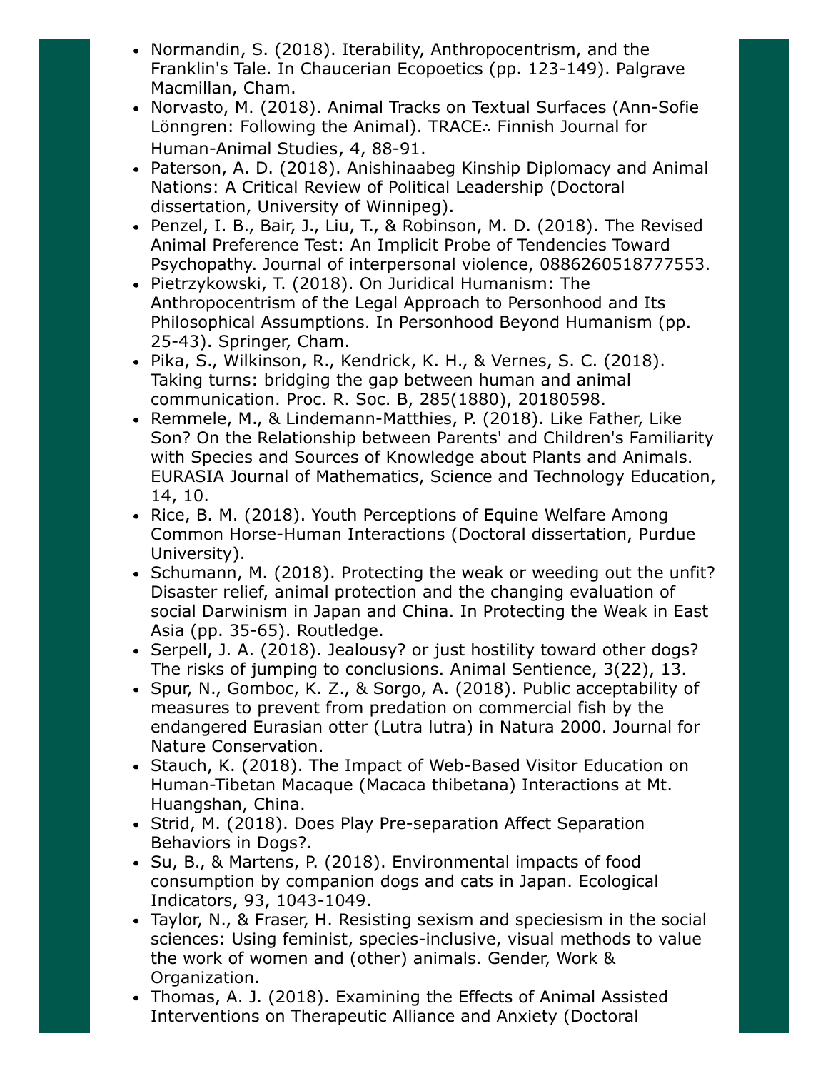- Normandin, S. (2018). Iterability, Anthropocentrism, and the Franklin's Tale. In Chaucerian Ecopoetics (pp. 123-149). Palgrave Macmillan, Cham.
- Norvasto, M. (2018). Animal Tracks on Textual Surfaces (Ann-Sofie Lönngren: Following the Animal). TRACE∴ Finnish Journal for Human-Animal Studies, 4, 88-91.
- Paterson, A. D. (2018). Anishinaabeg Kinship Diplomacy and Animal Nations: A Critical Review of Political Leadership (Doctoral dissertation, University of Winnipeg).
- Penzel, I. B., Bair, J., Liu, T., & Robinson, M. D. (2018). The Revised Animal Preference Test: An Implicit Probe of Tendencies Toward Psychopathy. Journal of interpersonal violence, 0886260518777553.
- Pietrzykowski, T. (2018). On Juridical Humanism: The Anthropocentrism of the Legal Approach to Personhood and Its Philosophical Assumptions. In Personhood Beyond Humanism (pp. 25-43). Springer, Cham.
- Pika, S., Wilkinson, R., Kendrick, K. H., & Vernes, S. C. (2018). Taking turns: bridging the gap between human and animal communication. Proc. R. Soc. B, 285(1880), 20180598.
- Remmele, M., & Lindemann-Matthies, P. (2018). Like Father, Like Son? On the Relationship between Parents' and Children's Familiarity with Species and Sources of Knowledge about Plants and Animals. EURASIA Journal of Mathematics, Science and Technology Education, 14, 10.
- Rice, B. M. (2018). Youth Perceptions of Equine Welfare Among Common Horse-Human Interactions (Doctoral dissertation, Purdue University).
- Schumann, M. (2018). Protecting the weak or weeding out the unfit? Disaster relief, animal protection and the changing evaluation of social Darwinism in Japan and China. In Protecting the Weak in East Asia (pp. 35-65). Routledge.
- Serpell, J. A. (2018). Jealousy? or just hostility toward other dogs? The risks of jumping to conclusions. Animal Sentience, 3(22), 13.
- Spur, N., Gomboc, K. Z., & Sorgo, A. (2018). Public acceptability of measures to prevent from predation on commercial fish by the endangered Eurasian otter (Lutra lutra) in Natura 2000. Journal for Nature Conservation.
- Stauch, K. (2018). The Impact of Web-Based Visitor Education on Human-Tibetan Macaque (Macaca thibetana) Interactions at Mt. Huangshan, China.
- Strid, M. (2018). Does Play Pre-separation Affect Separation Behaviors in Dogs?.
- Su, B., & Martens, P. (2018). Environmental impacts of food consumption by companion dogs and cats in Japan. Ecological Indicators, 93, 1043-1049.
- Taylor, N., & Fraser, H. Resisting sexism and speciesism in the social sciences: Using feminist, species-inclusive, visual methods to value the work of women and (other) animals. Gender, Work & Organization.
- Thomas, A. J. (2018). Examining the Effects of Animal Assisted Interventions on Therapeutic Alliance and Anxiety (Doctoral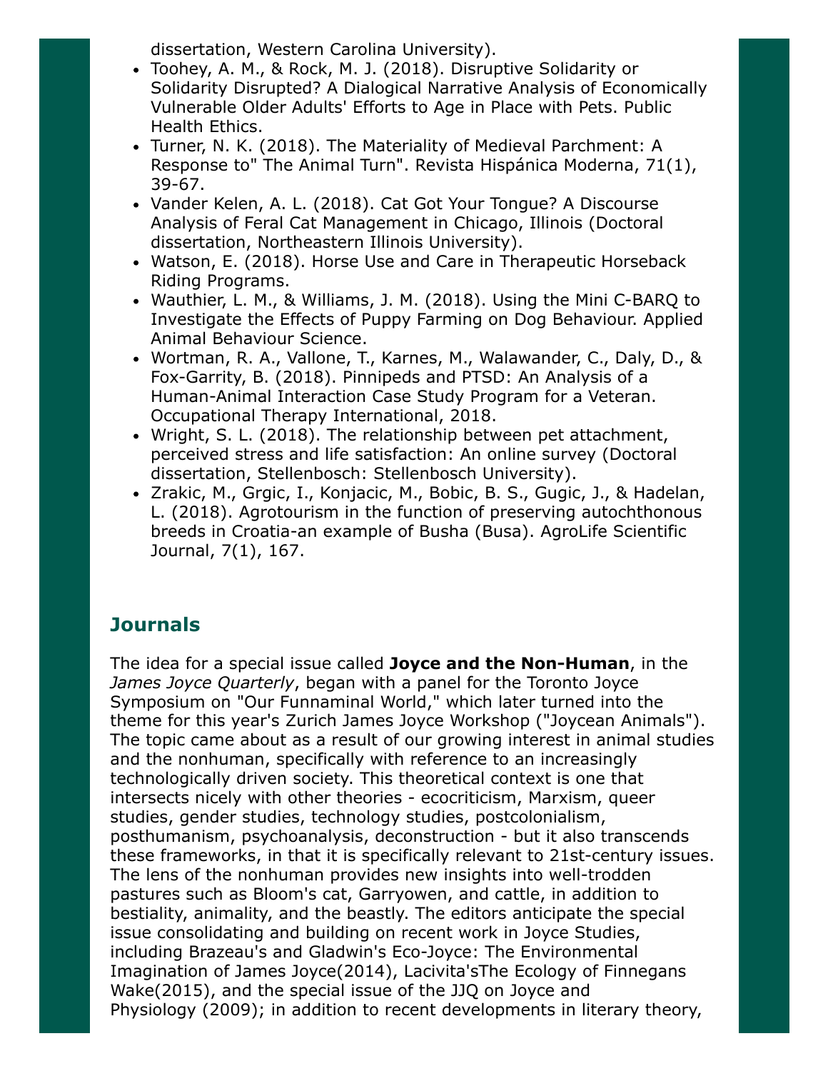dissertation, Western Carolina University).

- Toohey, A. M., & Rock, M. J. (2018). Disruptive Solidarity or Solidarity Disrupted? A Dialogical Narrative Analysis of Economically Vulnerable Older Adults' Efforts to Age in Place with Pets. Public Health Ethics.
- Turner, N. K. (2018). The Materiality of Medieval Parchment: A Response to" The Animal Turn". Revista Hispánica Moderna, 71(1), 39-67.
- Vander Kelen, A. L. (2018). Cat Got Your Tongue? A Discourse Analysis of Feral Cat Management in Chicago, Illinois (Doctoral dissertation, Northeastern Illinois University).
- Watson, E. (2018). Horse Use and Care in Therapeutic Horseback Riding Programs.
- Wauthier, L. M., & Williams, J. M. (2018). Using the Mini C-BARQ to Investigate the Effects of Puppy Farming on Dog Behaviour. Applied Animal Behaviour Science.
- Wortman, R. A., Vallone, T., Karnes, M., Walawander, C., Daly, D., & Fox-Garrity, B. (2018). Pinnipeds and PTSD: An Analysis of a Human-Animal Interaction Case Study Program for a Veteran. Occupational Therapy International, 2018.
- Wright, S. L. (2018). The relationship between pet attachment, perceived stress and life satisfaction: An online survey (Doctoral dissertation, Stellenbosch: Stellenbosch University).
- Zrakic, M., Grgic, I., Konjacic, M., Bobic, B. S., Gugic, J., & Hadelan, L. (2018). Agrotourism in the function of preserving autochthonous breeds in Croatia-an example of Busha (Busa). AgroLife Scientific Journal, 7(1), 167.

## Journals

The idea for a special issue called **Joyce and the Non-Human**, in the *James Joyce Quarterly*, began with a panel for the Toronto Joyce Symposium on "Our Funnaminal World," which later turned into the theme for this year's Zurich James Joyce Workshop ("Joycean Animals"). The topic came about as a result of our growing interest in animal studies and the nonhuman, specifically with reference to an increasingly technologically driven society. This theoretical context is one that intersects nicely with other theories - ecocriticism, Marxism, queer studies, gender studies, technology studies, postcolonialism, posthumanism, psychoanalysis, deconstruction - but it also transcends these frameworks, in that it is specifically relevant to 21st-century issues. The lens of the nonhuman provides new insights into well-trodden pastures such as Bloom's cat, Garryowen, and cattle, in addition to bestiality, animality, and the beastly. The editors anticipate the special issue consolidating and building on recent work in Joyce Studies, including Brazeau's and Gladwin's Eco-Joyce: The Environmental Imagination of James Joyce(2014), Lacivita'sThe Ecology of Finnegans Wake(2015), and the special issue of the JJQ on Joyce and Physiology (2009); in addition to recent developments in literary theory,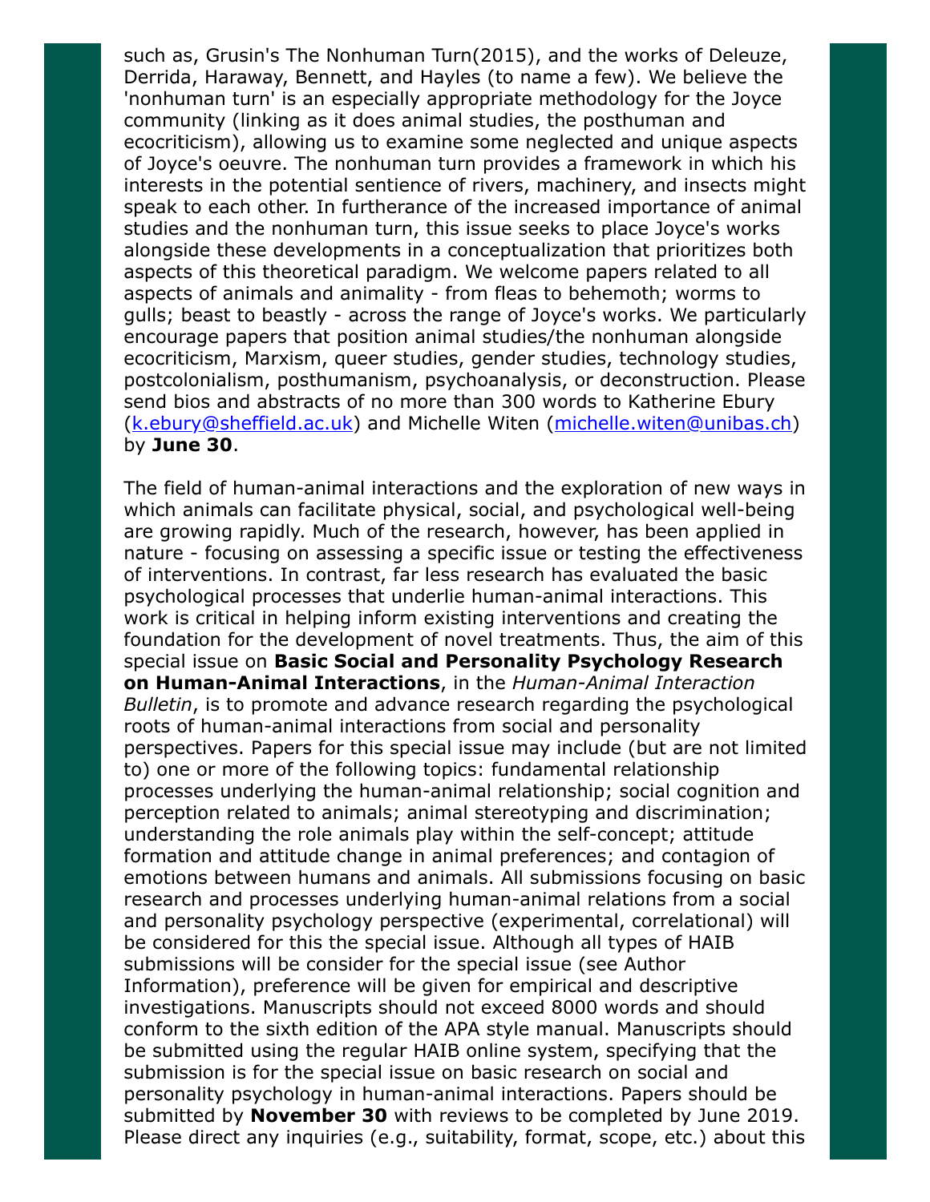such as, Grusin's The Nonhuman Turn(2015), and the works of Deleuze, Derrida, Haraway, Bennett, and Hayles (to name a few). We believe the 'nonhuman turn' is an especially appropriate methodology for the Joyce community (linking as it does animal studies, the posthuman and ecocriticism), allowing us to examine some neglected and unique aspects of Joyce's oeuvre. The nonhuman turn provides a framework in which his interests in the potential sentience of rivers, machinery, and insects might speak to each other. In furtherance of the increased importance of animal studies and the nonhuman turn, this issue seeks to place Joyce's works alongside these developments in a conceptualization that prioritizes both aspects of this theoretical paradigm. We welcome papers related to all aspects of animals and animality - from fleas to behemoth; worms to gulls; beast to beastly - across the range of Joyce's works. We particularly encourage papers that position animal studies/the nonhuman alongside ecocriticism, Marxism, queer studies, gender studies, technology studies, postcolonialism, posthumanism, psychoanalysis, or deconstruction. Please send bios and abstracts of no more than 300 words to Katherine Ebury (k.ebury@sheffield.ac.uk) and Michelle Witen (michelle.witen@unibas.ch) by **June 30**.

The field of human-animal interactions and the exploration of new ways in which animals can facilitate physical, social, and psychological well-being are growing rapidly. Much of the research, however, has been applied in nature - focusing on assessing a specific issue or testing the effectiveness of interventions. In contrast, far less research has evaluated the basic psychological processes that underlie human-animal interactions. This work is critical in helping inform existing interventions and creating the foundation for the development of novel treatments. Thus, the aim of this special issue on **Basic Social and Personality Psychology Research on Human-Animal Interactions**, in the *Human-Animal Interaction Bulletin*, is to promote and advance research regarding the psychological roots of human-animal interactions from social and personality perspectives. Papers for this special issue may include (but are not limited to) one or more of the following topics: fundamental relationship processes underlying the human-animal relationship; social cognition and perception related to animals; animal stereotyping and discrimination; understanding the role animals play within the self-concept; attitude formation and attitude change in animal preferences; and contagion of emotions between humans and animals. All submissions focusing on basic research and processes underlying human-animal relations from a social and personality psychology perspective (experimental, correlational) will be considered for this the special issue. Although all types of HAIB submissions will be consider for the special issue (see Author Information), preference will be given for empirical and descriptive investigations. Manuscripts should not exceed 8000 words and should conform to the sixth edition of the APA style manual. Manuscripts should be submitted using the regular HAIB online system, specifying that the submission is for the special issue on basic research on social and personality psychology in human-animal interactions. Papers should be submitted by **November 30** with reviews to be completed by June 2019. Please direct any inquiries (e.g., suitability, format, scope, etc.) about this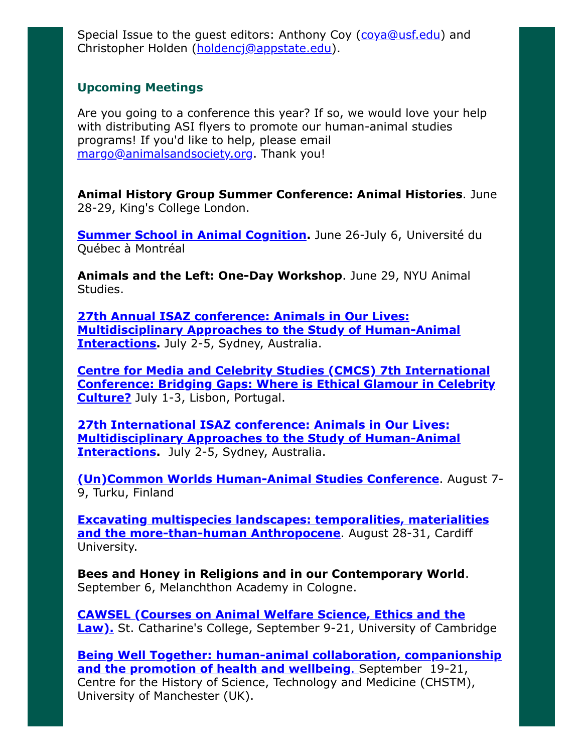Special Issue to the guest editors: Anthony Coy (coya@usf.edu) and Christopher Holden (holdencj@appstate.edu).

### Upcoming Meetings

Are you going to a conference this year? If so, we would love your help with distributing ASI flyers to promote our human-animal studies programs! If you'd like to help, please email margo@animalsandsociety.org. Thank you!

**Animal History Group Summer Conference: Animal Histories**. June 28-29, King's College London.

**Summer School in Animal Cognition.** June 26-July 6, Université du Québec à Montréal

**Animals and the Left: One-Day Workshop**. June 29, NYU Animal Studies.

**27th Annual ISAZ conference: Animals in Our Lives: Multidisciplinary Approaches to the Study of Human-Animal Interactions.** July 2-5, Sydney, Australia.

**Centre for Media and Celebrity Studies (CMCS) 7th International Conference: Bridging Gaps: Where is Ethical Glamour in Celebrity Culture?** July 1-3, Lisbon, Portugal.

**27th International ISAZ conference: Animals in Our Lives: Multidisciplinary Approaches to the Study of Human-Animal Interactions.** July 2-5, Sydney, Australia.

**(Un)Common Worlds Human-Animal Studies Conference**. August 7-9, Turku, Finland

**Excavating multispecies landscapes: temporalities, materialities and the more-than-human Anthropocene**. August 28-31, Cardiff University.

**Bees and Honey in Religions and in our Contemporary World**. September 6, Melanchthon Academy in Cologne.

**CAWSEL (Courses on Animal Welfare Science, Ethics and the Law).** St. Catharine's College, September 9-21, University of Cambridge

**Being Well Together: human-animal collaboration, companionship and the promotion of health and wellbeing**. September 19-21, Centre for the History of Science, Technology and Medicine (CHSTM), University of Manchester (UK).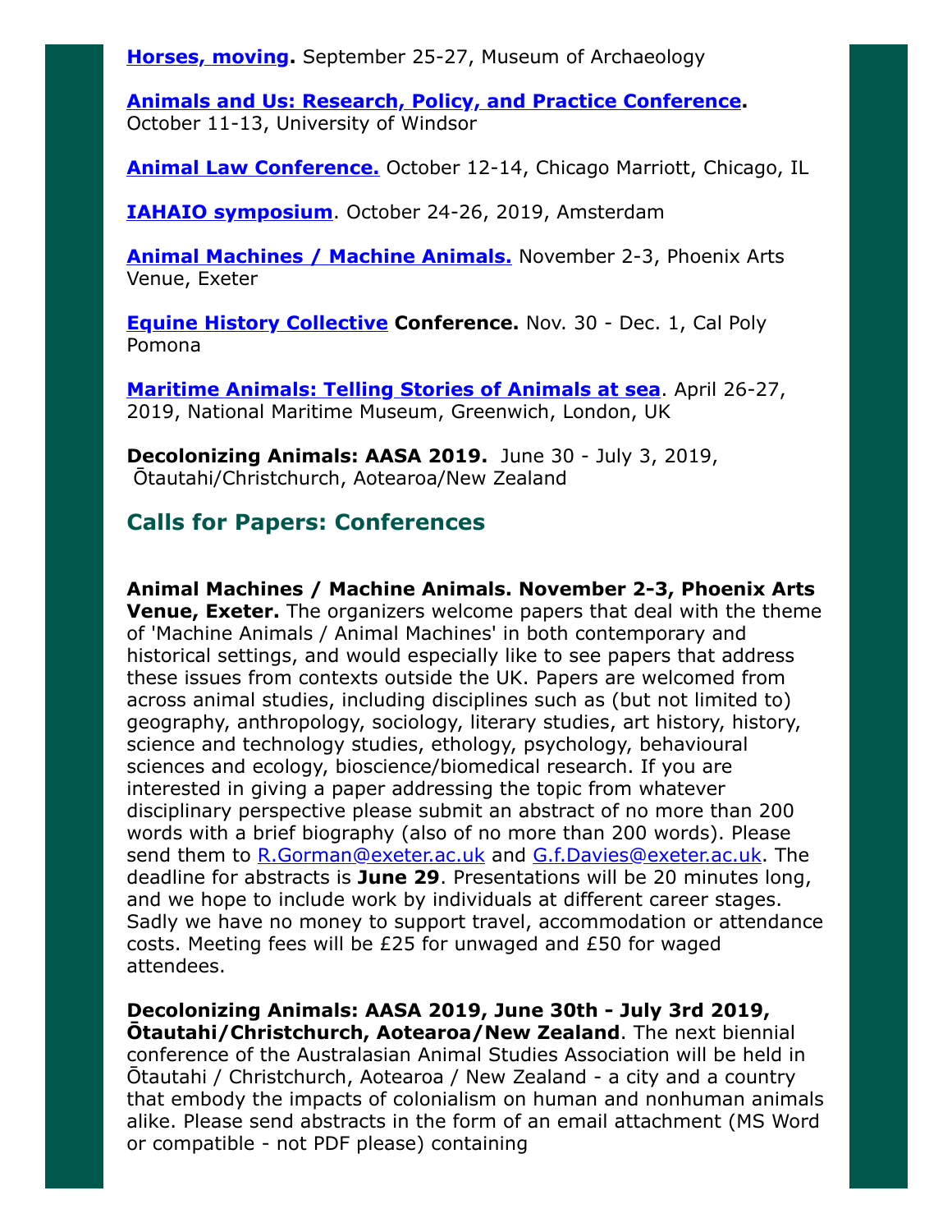**Horses, moving**. September 25-27, Museum of Archaeology

**Animals and Us: Research, Policy, and Practice Conference**. October 11-13, University of Windsor

**Animal Law Conference.** October 12-14, Chicago Marriott, Chicago, IL

**IAHAIO symposium**. October 24-26, 2019, Amsterdam

**Animal Machines / Machine Animals.** November 2-3, Phoenix Arts Venue, Exeter

**Equine History Collective Conference.** Nov. 30 - Dec. 1, Cal Poly Pomona

**Maritime Animals: Telling Stories of Animals at sea**. April 26-27, 2019, National Maritime Museum, Greenwich, London, UK

**Decolonizing Animals: AASA 2019.** June 30 - July 3, 2019, Ōtautahi/Christchurch, Aotearoa/New Zealand

## Calls for Papers: Conferences

**Animal Machines / Machine Animals. November 2-3, Phoenix Arts Venue, Exeter.** The organizers welcome papers that deal with the theme of 'Machine Animals / Animal Machines' in both contemporary and historical settings, and would especially like to see papers that address these issues from contexts outside the UK. Papers are welcomed from across animal studies, including disciplines such as (but not limited to) geography, anthropology, sociology, literary studies, art history, history, science and technology studies, ethology, psychology, behavioural sciences and ecology, bioscience/biomedical research. If you are interested in giving a paper addressing the topic from whatever disciplinary perspective please submit an abstract of no more than 200 words with a brief biography (also of no more than 200 words). Please send them to R.Gorman@exeter.ac.uk and G.f.Davies@exeter.ac.uk. The deadline for abstracts is **June 29**. Presentations will be 20 minutes long, and we hope to include work by individuals at different career stages. Sadly we have no money to support travel, accommodation or attendance costs. Meeting fees will be £25 for unwaged and £50 for waged attendees.

**Decolonizing Animals: AASA 2019, June 30th - July 3rd 2019, Ōtautahi/Christchurch, Aotearoa/New Zealand**. The next biennial conference of the Australasian Animal Studies Association will be held in Ōtautahi / Christchurch, Aotearoa / New Zealand - a city and a country that embody the impacts of colonialism on human and nonhuman animals alike. Please send abstracts in the form of an email attachment (MS Word or compatible - not PDF please) containing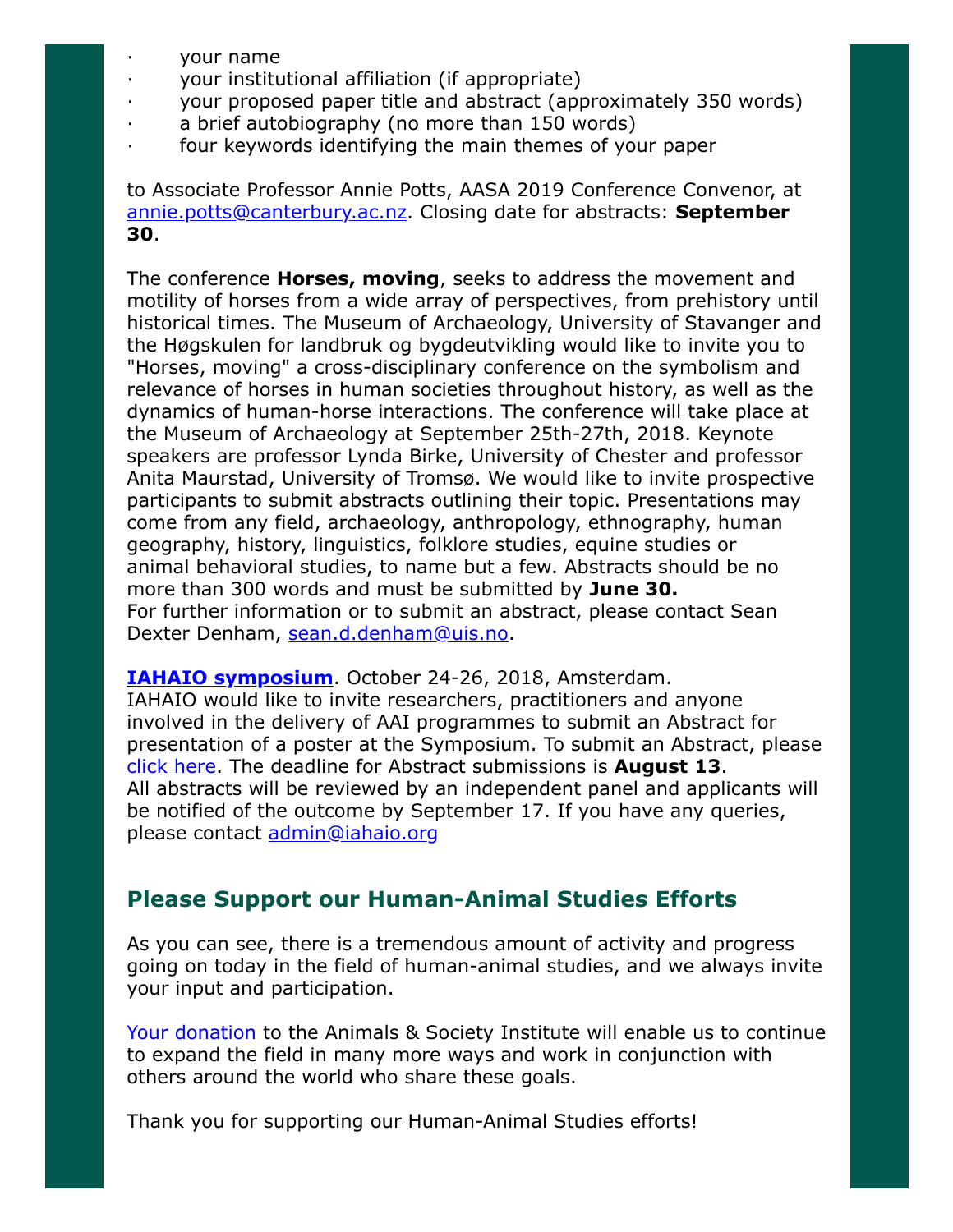- your name
- your institutional affiliation (if appropriate)
- your proposed paper title and abstract (approximately 350 words)
- a brief autobiography (no more than 150 words)
- four keywords identifying the main themes of your paper

to Associate Professor Annie Potts, AASA 2019 Conference Convenor, at annie.potts@canterbury.ac.nz. Closing date for abstracts: **September 30**.

The conference **Horses, moving**, seeks to address the movement and motility of horses from a wide array of perspectives, from prehistory until historical times. The Museum of Archaeology, University of Stavanger and the Høgskulen for landbruk og bygdeutvikling would like to invite you to "Horses, moving" a cross-disciplinary conference on the symbolism and relevance of horses in human societies throughout history, as well as the dynamics of human-horse interactions. The conference will take place at the Museum of Archaeology at September 25th-27th, 2018. Keynote speakers are professor Lynda Birke, University of Chester and professor Anita Maurstad, University of Tromsø. We would like to invite prospective participants to submit abstracts outlining their topic. Presentations may come from any field, archaeology, anthropology, ethnography, human geography, history, linguistics, folklore studies, equine studies or animal behavioral studies, to name but a few. Abstracts should be no more than 300 words and must be submitted by **June 30.**
For further information or to submit an abstract, please contact Sean Dexter Denham, sean.d.denham@uis.no.

**IAHAIO symposium**. October 24-26, 2018, Amsterdam.
IAHAIO would like to invite researchers, practitioners and anyone involved in the delivery of AAI programmes to submit an Abstract for presentation of a poster at the Symposium. To submit an Abstract, please click here. The deadline for Abstract submissions is **August 13**.
All abstracts will be reviewed by an independent panel and applicants will be notified of the outcome by September 17. If you have any queries, please contact admin@iahaio.org

## Please Support our Human-Animal Studies Efforts

As you can see, there is a tremendous amount of activity and progress going on today in the field of human-animal studies, and we always invite your input and participation.

Your donation to the Animals & Society Institute will enable us to continue to expand the field in many more ways and work in conjunction with others around the world who share these goals.

Thank you for supporting our Human-Animal Studies efforts!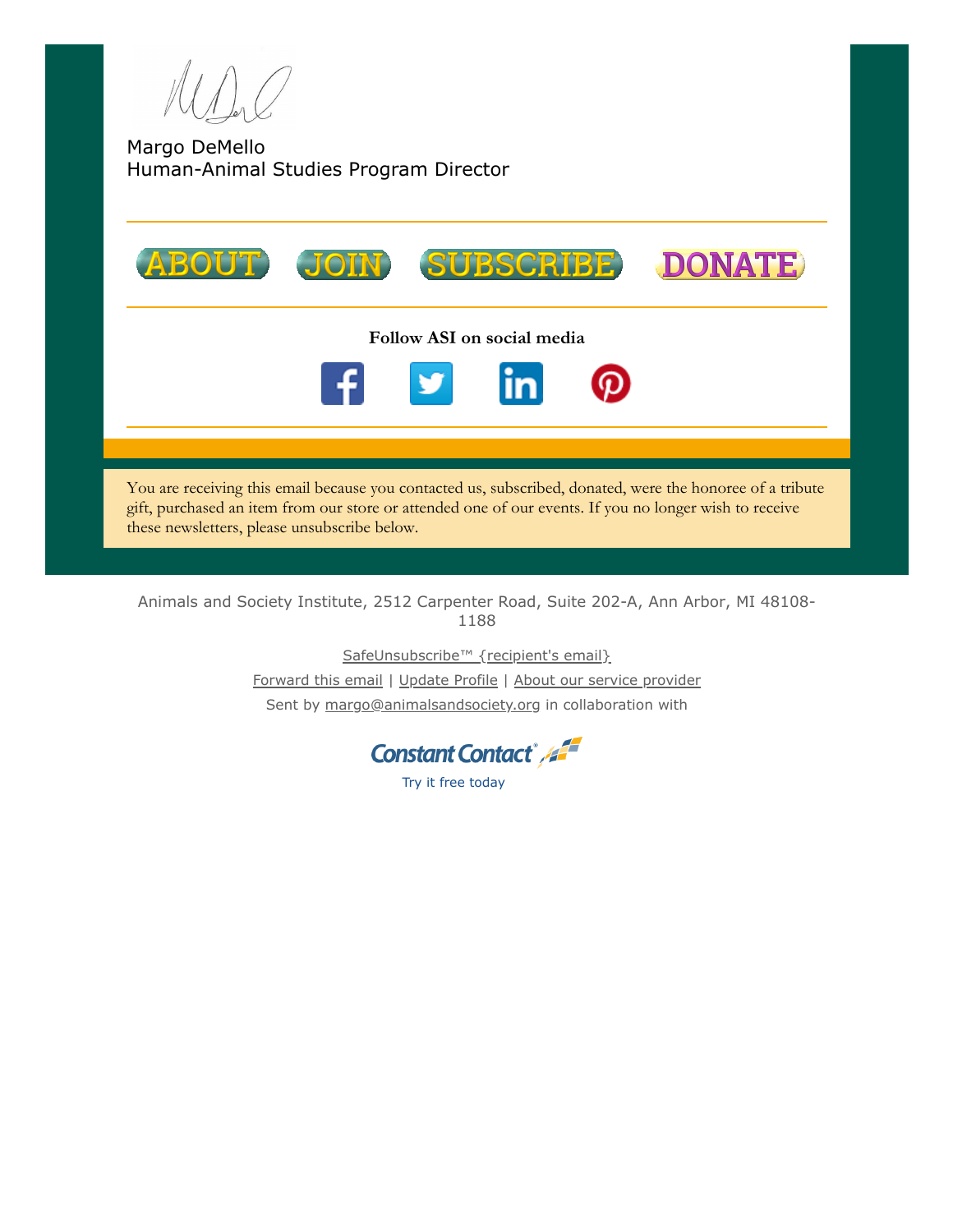Margo DeMello
Human-Animal Studies Program Director

ABOUT JOIN SUBSCRIBE DONATE

**Follow ASI on social media**

You are receiving this email because you contacted us, subscribed, donated, were the honoree of a tribute gift, purchased an item from our store or attended one of our events. If you no longer wish to receive these newsletters, please unsubscribe below.

Animals and Society Institute, 2512 Carpenter Road, Suite 202-A, Ann Arbor, MI 48108-1188

SafeUnsubscribe™ {recipient's email}

Forward this email | Update Profile | About our service provider

Sent by margo@animalsandsociety.org in collaboration with

Constant Contact

Try it free today